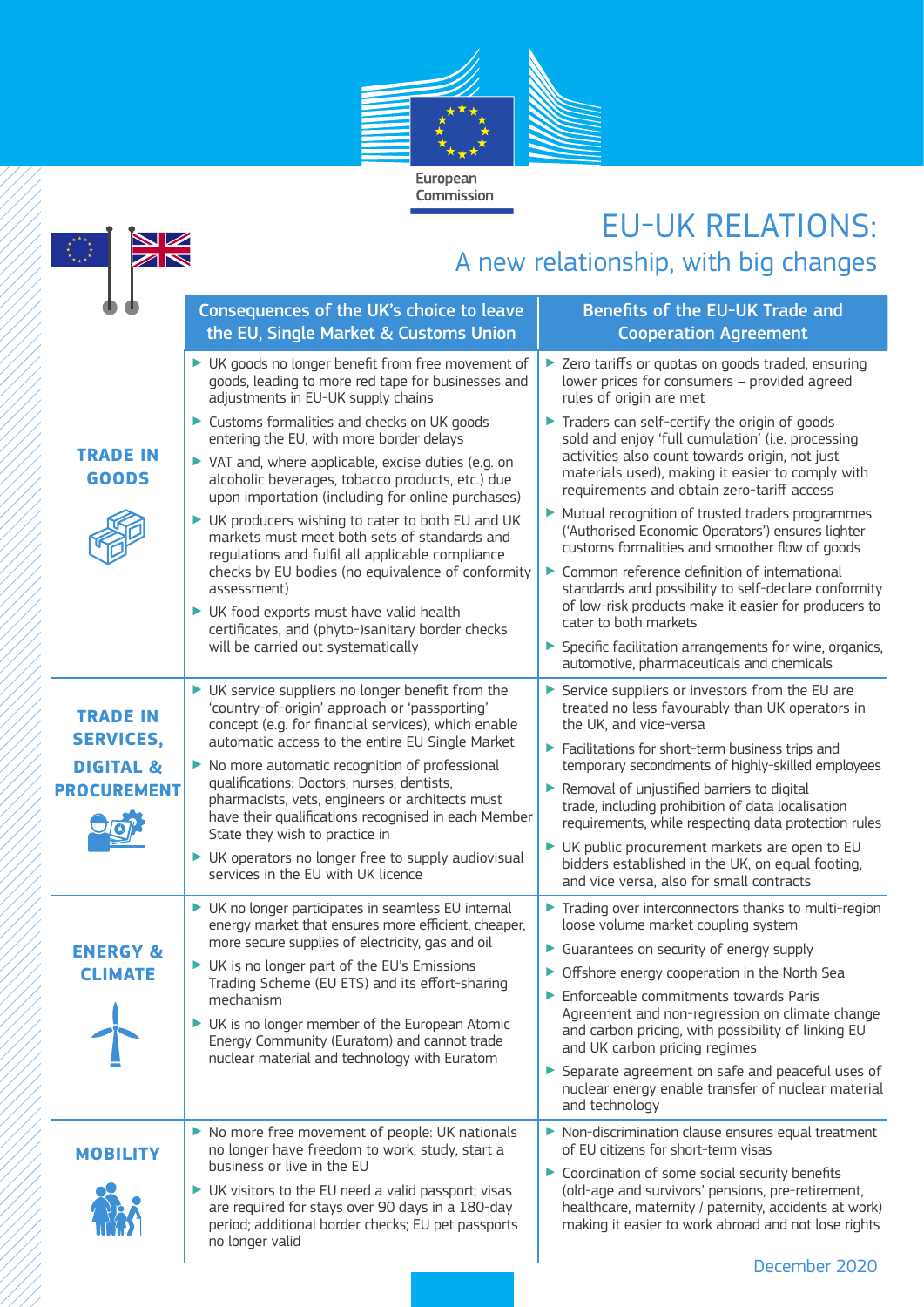European Commission

# EU-UK RELATIONS:

## A new relationship, with big changes

| | Consequences of the UK's choice to leave the EU, Single Market & Customs Union | Benefits of the EU-UK Trade and Cooperation Agreement |
|---|---|---|
| **TRADE IN GOODS** | ▶ UK goods no longer benefit from free movement of goods, leading to more red tape for businesses and adjustments in EU-UK supply chains<br>▶ Customs formalities and checks on UK goods entering the EU, with more border delays<br>▶ VAT and, where applicable, excise duties (e.g. on alcoholic beverages, tobacco products, etc.) due upon importation (including for online purchases)<br>▶ UK producers wishing to cater to both EU and UK markets must meet both sets of standards and regulations and fulfil all applicable compliance checks by EU bodies (no equivalence of conformity assessment)<br>▶ UK food exports must have valid health certificates, and (phyto-)sanitary border checks will be carried out systematically | ▶ Zero tariffs or quotas on goods traded, ensuring lower prices for consumers – provided agreed rules of origin are met<br>▶ Traders can self-certify the origin of goods sold and enjoy 'full cumulation' (i.e. processing activities also count towards origin, not just materials used), making it easier to comply with requirements and obtain zero-tariff access<br>▶ Mutual recognition of trusted traders programmes ('Authorised Economic Operators') ensures lighter customs formalities and smoother flow of goods<br>▶ Common reference definition of international standards and possibility to self-declare conformity of low-risk products make it easier for producers to cater to both markets<br>▶ Specific facilitation arrangements for wine, organics, automotive, pharmaceuticals and chemicals |
| **TRADE IN SERVICES, DIGITAL & PROCUREMENT** | ▶ UK service suppliers no longer benefit from the 'country-of-origin' approach or 'passporting' concept (e.g. for financial services), which enable automatic access to the entire EU Single Market<br>▶ No more automatic recognition of professional qualifications: Doctors, nurses, dentists, pharmacists, vets, engineers or architects must have their qualifications recognised in each Member State they wish to practice in<br>▶ UK operators no longer free to supply audiovisual services in the EU with UK licence | ▶ Service suppliers or investors from the EU are treated no less favourably than UK operators in the UK, and vice-versa<br>▶ Facilitations for short-term business trips and temporary secondments of highly-skilled employees<br>▶ Removal of unjustified barriers to digital trade, including prohibition of data localisation requirements, while respecting data protection rules<br>▶ UK public procurement markets are open to EU bidders established in the UK, on equal footing, and vice versa, also for small contracts |
| **ENERGY & CLIMATE** | ▶ UK no longer participates in seamless EU internal energy market that ensures more efficient, cheaper, more secure supplies of electricity, gas and oil<br>▶ UK is no longer part of the EU's Emissions Trading Scheme (EU ETS) and its effort-sharing mechanism<br>▶ UK is no longer member of the European Atomic Energy Community (Euratom) and cannot trade nuclear material and technology with Euratom | ▶ Trading over interconnectors thanks to multi-region loose volume market coupling system<br>▶ Guarantees on security of energy supply<br>▶ Offshore energy cooperation in the North Sea<br>▶ Enforceable commitments towards Paris Agreement and non-regression on climate change and carbon pricing, with possibility of linking EU and UK carbon pricing regimes<br>▶ Separate agreement on safe and peaceful uses of nuclear energy enable transfer of nuclear material and technology |
| **MOBILITY** | ▶ No more free movement of people: UK nationals no longer have freedom to work, study, start a business or live in the EU<br>▶ UK visitors to the EU need a valid passport; visas are required for stays over 90 days in a 180-day period; additional border checks; EU pet passports no longer valid | ▶ Non-discrimination clause ensures equal treatment of EU citizens for short-term visas<br>▶ Coordination of some social security benefits (old-age and survivors' pensions, pre-retirement, healthcare, maternity / paternity, accidents at work) making it easier to work abroad and not lose rights |

December 2020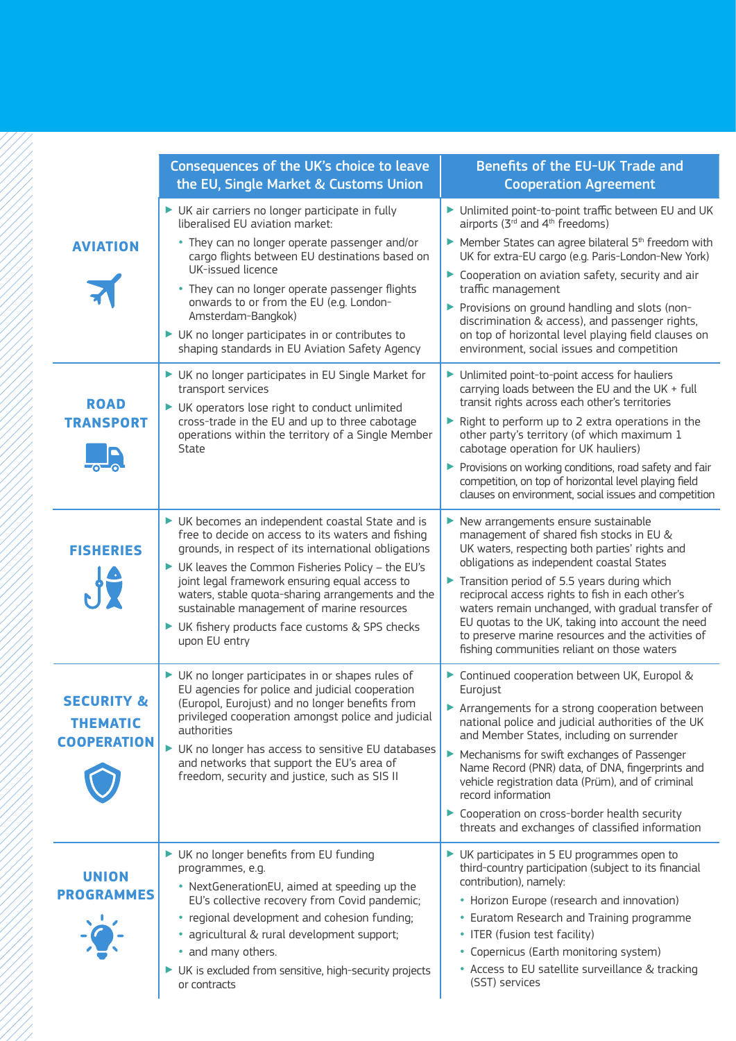| | Consequences of the UK's choice to leave the EU, Single Market & Customs Union | Benefits of the EU-UK Trade and Cooperation Agreement |
|---|---|---|
| **AVIATION** | ▶ UK air carriers no longer participate in fully liberalised EU aviation market:<br>• They can no longer operate passenger and/or cargo flights between EU destinations based on UK-issued licence<br>• They can no longer operate passenger flights onwards to or from the EU (e.g. London-Amsterdam-Bangkok)<br>▶ UK no longer participates in or contributes to shaping standards in EU Aviation Safety Agency | ▶ Unlimited point-to-point traffic between EU and UK airports (3rd and 4th freedoms)<br>▶ Member States can agree bilateral 5th freedom with UK for extra-EU cargo (e.g. Paris-London-New York)<br>▶ Cooperation on aviation safety, security and air traffic management<br>▶ Provisions on ground handling and slots (non-discrimination & access), and passenger rights, on top of horizontal level playing field clauses on environment, social issues and competition |
| **ROAD TRANSPORT** | ▶ UK no longer participates in EU Single Market for transport services<br>▶ UK operators lose right to conduct unlimited cross-trade in the EU and up to three cabotage operations within the territory of a Single Member State | ▶ Unlimited point-to-point access for hauliers carrying loads between the EU and the UK + full transit rights across each other's territories<br>▶ Right to perform up to 2 extra operations in the other party's territory (of which maximum 1 cabotage operation for UK hauliers)<br>▶ Provisions on working conditions, road safety and fair competition, on top of horizontal level playing field clauses on environment, social issues and competition |
| **FISHERIES** | ▶ UK becomes an independent coastal State and is free to decide on access to its waters and fishing grounds, in respect of its international obligations<br>▶ UK leaves the Common Fisheries Policy – the EU's joint legal framework ensuring equal access to waters, stable quota-sharing arrangements and the sustainable management of marine resources<br>▶ UK fishery products face customs & SPS checks upon EU entry | ▶ New arrangements ensure sustainable management of shared fish stocks in EU & UK waters, respecting both parties' rights and obligations as independent coastal States<br>▶ Transition period of 5.5 years during which reciprocal access rights to fish in each other's waters remain unchanged, with gradual transfer of EU quotas to the UK, taking into account the need to preserve marine resources and the activities of fishing communities reliant on those waters |
| **SECURITY & THEMATIC COOPERATION** | ▶ UK no longer participates in or shapes rules of EU agencies for police and judicial cooperation (Europol, Eurojust) and no longer benefits from privileged cooperation amongst police and judicial authorities<br>▶ UK no longer has access to sensitive EU databases and networks that support the EU's area of freedom, security and justice, such as SIS II | ▶ Continued cooperation between UK, Europol & Eurojust<br>▶ Arrangements for a strong cooperation between national police and judicial authorities of the UK and Member States, including on surrender<br>▶ Mechanisms for swift exchanges of Passenger Name Record (PNR) data, of DNA, fingerprints and vehicle registration data (Prüm), and of criminal record information<br>▶ Cooperation on cross-border health security threats and exchanges of classified information |
| **UNION PROGRAMMES** | ▶ UK no longer benefits from EU funding programmes, e.g.<br>• NextGenerationEU, aimed at speeding up the EU's collective recovery from Covid pandemic;<br>• regional development and cohesion funding;<br>• agricultural & rural development support;<br>• and many others.<br>▶ UK is excluded from sensitive, high-security projects or contracts | ▶ UK participates in 5 EU programmes open to third-country participation (subject to its financial contribution), namely:<br>• Horizon Europe (research and innovation)<br>• Euratom Research and Training programme<br>• ITER (fusion test facility)<br>• Copernicus (Earth monitoring system)<br>• Access to EU satellite surveillance & tracking (SST) services |